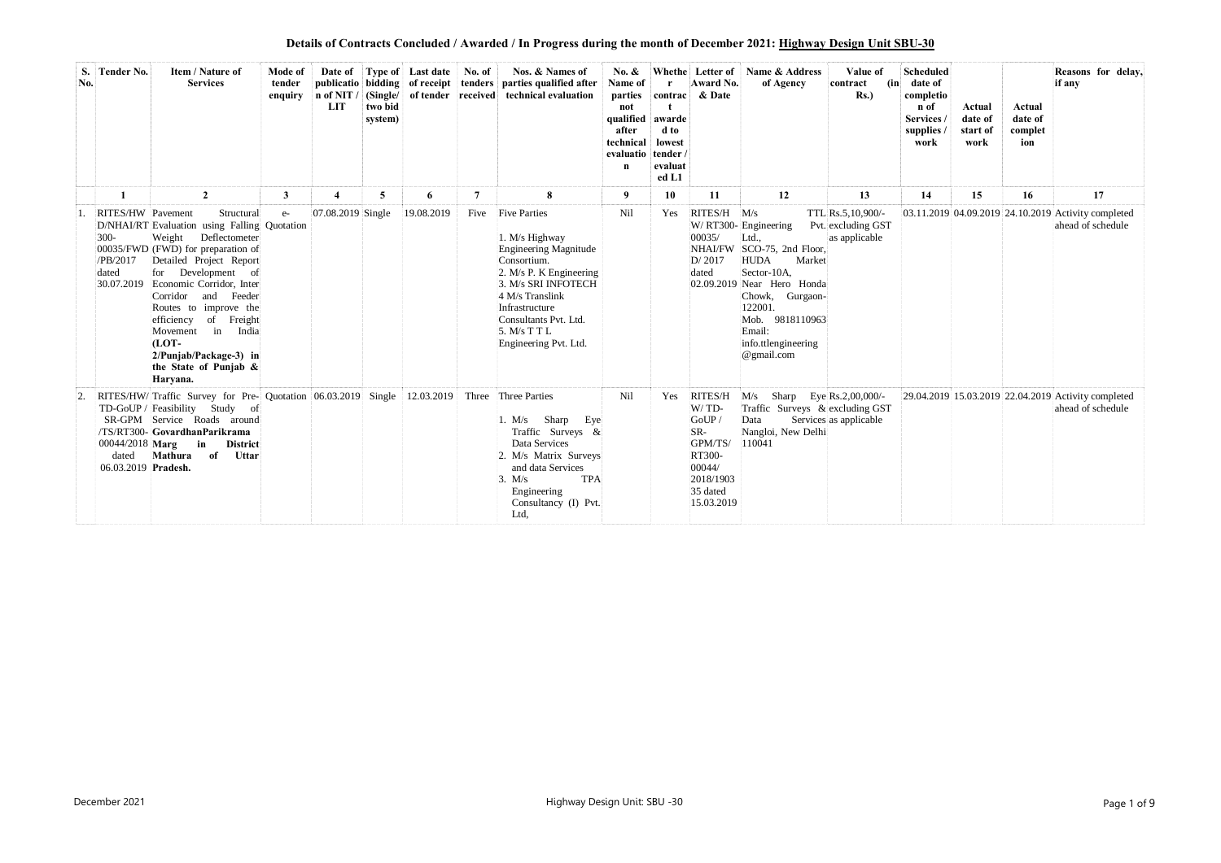**Details of Contracts Concluded / Awarded / In Progress during the month of December 2021: Highway Design Unit SBU-30**

| S. No. | Tender No. | Item / Nature of Services | Mode of tender enquiry | Date of publication of NIT / LIT | Type of bidding (Single/ two bid system) | Last date of receipt of tender | No. of tenders received | Nos. & Names of parties qualified after technical evaluation | No. & Name of parties not qualified after technical evaluation | Whether contract awarded to lowest tender / evaluated L1 | Letter of Award No. & Date | Name & Address of Agency | Value of contract (in Rs.) | Scheduled date of completion of Services / supplies / work | Actual date of start of work | Actual date of completion | Reasons for delay, if any |
|---|---|---|---|---|---|---|---|---|---|---|---|---|---|---|---|---|---|
| 1 | 2 | 3 | 4 | 5 | 6 | 7 | 8 | 9 | 10 | 11 | 12 | 13 | 14 | 15 | 16 | 17 | |
| 1. | RITES/HW D/NHAI/RT 300-00035/FWD /PB/2017 dated 30.07.2019 | Pavement Structural Evaluation using Falling Weight Deflectometer (FWD) for preparation of Detailed Project Report for Development of Economic Corridor, Inter Corridor and Feeder Routes to improve the efficiency of Freight Movement in India **(LOT-2/Punjab/Package-3) in the State of Punjab & Haryana.** | e-Quotation | 07.08.2019 | Single | 19.08.2019 | Five | Five Parties<br>1. M/s Highway Engineering Magnitude Consortium.<br>2. M/s P. K Engineering<br>3. M/s SRI INFOTECH<br>4 M/s Translink Infrastructure Consultants Pvt. Ltd.<br>5. M/s T T L Engineering Pvt. Ltd. | Nil | Yes | RITES/HW/RT300-00035/NHAI/FWD/2017 dated 02.09.2019 | M/s TTL Engineering Pvt. Ltd., SCO-75, 2nd Floor, HUDA Market Sector-10A, Near Hero Honda Chowk, Gurgaon-122001. Mob. 9818110963 Email: info.ttlengineering@gmail.com | Rs.5,10,900/- excluding GST as applicable | 03.11.2019 | 04.09.2019 | 24.10.2019 | Activity completed ahead of schedule |
| 2. | RITES/HW/TD-GoUP / SR-GPM /TS/RT300-00044/2018 dated 06.03.2019 | Traffic Survey for Pre-Feasibility Study of Service Roads around **GovardhanParikrama Marg in District Mathura of Uttar Pradesh.** | Quotation | 06.03.2019 | Single | 12.03.2019 | Three | Three Parties<br>1. M/s Sharp Eye Traffic Surveys & Data Services<br>2. M/s Matrix Surveys and data Services<br>3. M/s TPA Engineering Consultancy (I) Pvt. Ltd, | Nil | Yes | RITES/HW/TD-GoUP / SR-GPM/TS/RT300-00044/2018/190335 dated 15.03.2019 | M/s Sharp Eye Traffic Surveys & Data Services Nangloi, New Delhi 110041 | Rs.2,00,000/- excluding GST as applicable | 29.04.2019 | 15.03.2019 | 22.04.2019 | Activity completed ahead of schedule |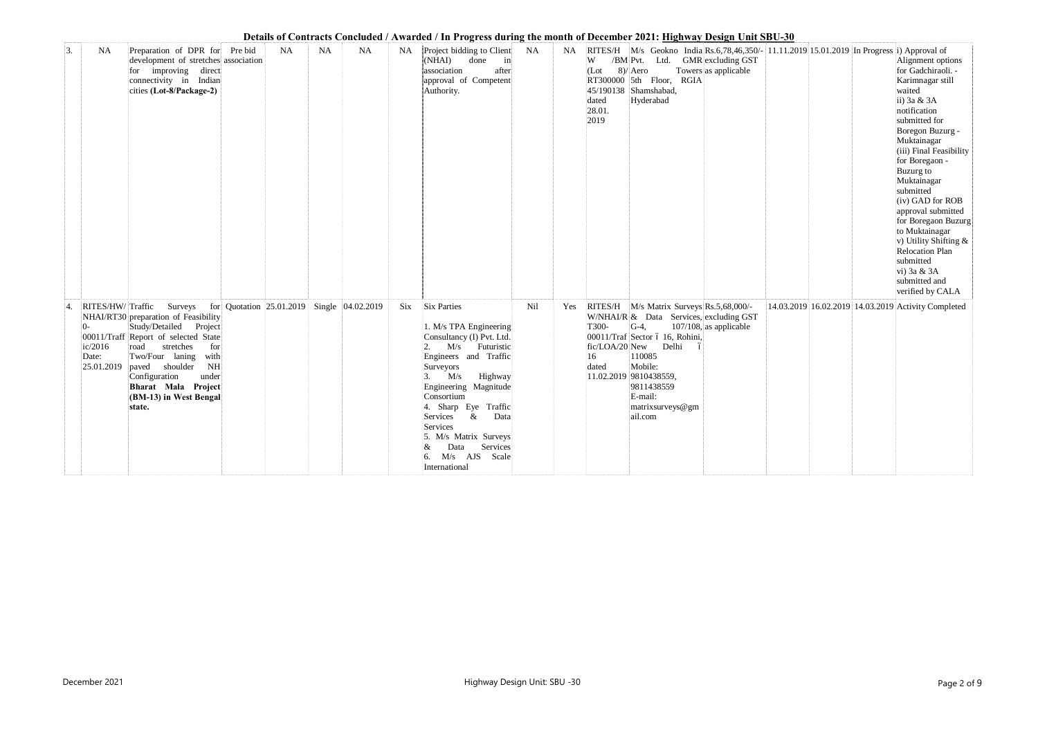**Details of Contracts Concluded / Awarded / In Progress during the month of December 2021: Highway Design Unit SBU-30**

| | | | | | | | | | | | | | | | | | | |
|---|---|---|---|---|---|---|---|---|---|---|---|---|---|---|---|---|---|---|
| 3. | NA | Preparation of DPR for development of stretches for improving direct connectivity in Indian cities **(Lot-8/Package-2)** | Pre bid association | NA | NA | NA | NA | Project bidding to Client (NHAI) done in association after approval of Competent Authority. | NA | NA | RITES/HW/BM (Lot 8)/RT300000 45/190138 dated 28.01.2019 | M/s Geokno India Pvt. Ltd. GMR Aero Towers 5th Floor, RGIA Shamshabad, Hyderabad | Rs.6,78,46,350/- excluding GST as applicable | 11.11.2019 | 15.01.2019 | In Progress | i) Approval of Alignment options for Gadchiraoli. - Karimnagar still waited<br>ii) 3a & 3A notification submitted for Boregon Buzurg - Muktainagar<br>(iii) Final Feasibility for Boregaon - Buzurg to Muktainagar submitted<br>(iv) GAD for ROB approval submitted for Boregaon Buzurg to Muktainagar<br>v) Utility Shifting & Relocation Plan submitted<br>vi) 3a & 3A submitted and verified by CALA |
| 4. | RITES/HW/NHAI/RT300-00011/Traffic/2016 Date: 25.01.2019 | Traffic Surveys for preparation of Feasibility Study/Detailed Project Report of selected State road stretches for Two/Four laning with paved shoulder NH Configuration under **Bharat Mala Project (BM-13) in West Bengal state.** | Quotation | 25.01.2019 | Single | 04.02.2019 | Six | Six Parties<br><br>1. M/s TPA Engineering Consultancy (I) Pvt. Ltd.<br>2. M/s Futuristic Engineers and Traffic Surveyors<br>3. M/s Highway Engineering Magnitude Consortium<br>4. Sharp Eye Traffic Services & Data Services<br>5. M/s Matrix Surveys & Data Services<br>6. M/s AJS Scale International | Nil | Yes | RITES/HW/NHAI/RT300-00011/Traffic/LOA/2016 dated 11.02.2019 | M/s Matrix Surveys & Data Services, G-4, 107/108, Sector – 16, Rohini, New Delhi – 110085 Mobile: 9810438559, 9811438559 E-mail: matrixsurveys@gmail.com | Rs.5,68,000/- excluding GST as applicable | 14.03.2019 | 16.02.2019 | 14.03.2019 | Activity Completed |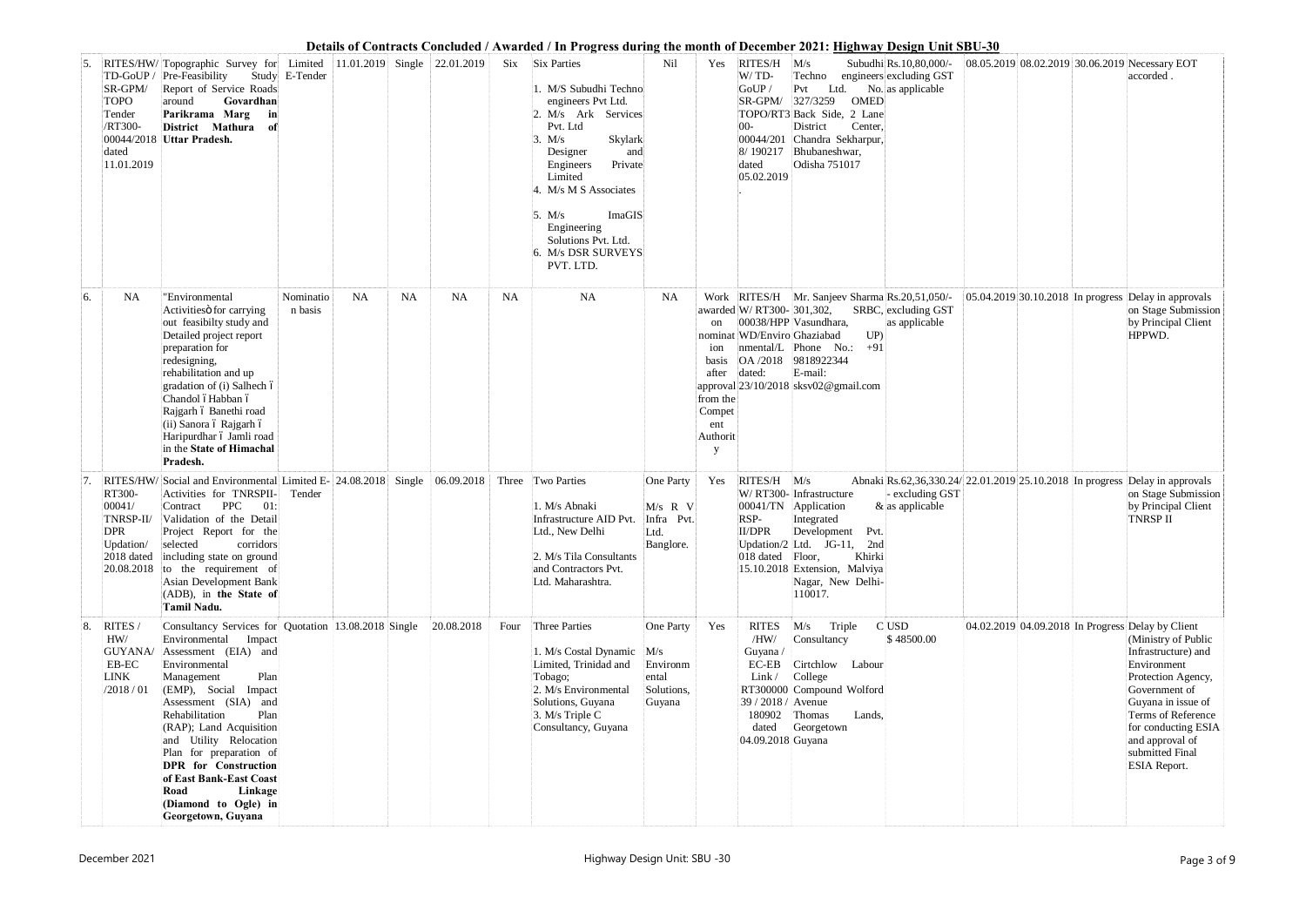# Details of Contracts Concluded / Awarded / In Progress during the month of December 2021: Highway Design Unit SBU-30

| | | | | | | | | | | | | | | | | | |
|---|---|---|---|---|---|---|---|---|---|---|---|---|---|---|---|---|---|
| 5. | RITES/HW/ TD-GoUP / SR-GPM/ TOPO Tender /RT300- 00044/2018 dated 11.01.2019 | Topographic Survey for Pre-Feasibility Study Report of Service Roads around **Govardhan Parikrama Marg in District Mathura of Uttar Pradesh.** | Limited E-Tender | 11.01.2019 | Single | 22.01.2019 | Six | Six Parties<br>1. M/S Subudhi Techno engineers Pvt Ltd.<br>2. M/s Ark Services Pvt. Ltd<br>3. M/s Skylark Designer and Engineers Private Limited<br>4. M/s M S Associates<br>5. M/s ImaGIS Engineering Solutions Pvt. Ltd.<br>6. M/s DSR SURVEYS PVT. LTD. | Nil | Yes | RITES/H W/ TD- GoUP / SR-GPM/ TOPO/RT3 00- 00044/201 8/ 190217 dated 05.02.2019 . | M/s Subudhi Techno engineers Pvt Ltd. No. 327/3259 OMED Back Side, 2 Lane District Center, Chandra Sekharpur, Bhubaneshwar, Odisha 751017 | Rs.10,80,000/- excluding GST as applicable | 08.05.2019 | 08.02.2019 | 30.06.2019 | Necessary EOT accorded . |
| 6. | NA | "Environmental Activitiesö for carrying out feasibilty study and Detailed project report preparation for redesigning, rehabilitation and up gradation of (i) Salhech ó Chandol ó Habban ó Rajgarh ó Banethi road (ii) Sanora ó Rajgarh ó Haripurdhar ó Jamli road in the **State of Himachal Pradesh.** | Nominatio n basis | NA | NA | NA | NA | NA | NA | Work awarded on nominat ion basis after approval from the Compet ent Authorit y | RITES/H W/ RT300- 00038/HPP WD/Enviro nmental/L OA /2018 dated: 23/10/2018 | Mr. Sanjeev Sharma 301,302, SRBC, Vasundhara, Ghaziabad UP) Phone No.: +91 9818922344 E-mail: sksv02@gmail.com | Rs.20,51,050/- excluding GST as applicable | 05.04.2019 | 30.10.2018 | In progress | Delay in approvals on Stage Submission by Principal Client HPPWD. |
| 7. | RITES/HW/ RT300- 00041/ TNRSP-II/ DPR Updation/ 2018 dated 20.08.2018 | Social and Environmental Activities for TNRSPII-Contract PPC 01: Validation of the Detail Project Report for the selected corridors including state on ground to the requirement of Asian Development Bank (ADB), in **the State of Tamil Nadu.** | Limited E-Tender | 24.08.2018 | Single | 06.09.2018 | Three | Two Parties<br>1. M/s Abnaki Infrastructure AID Pvt. Ltd., New Delhi<br>2. M/s Tila Consultants and Contractors Pvt. Ltd. Maharashtra. | One Party<br>M/s R V Infra Pvt. Ltd. Banglore. | Yes | RITES/H W/ RT300- 00041/TN RSP- II/DPR Updation/2 018 dated 15.10.2018 | M/s Abnaki Infrastructure Application & Integrated Development Pvt. Ltd. JG-11, 2nd Floor, Khirki Extension, Malviya Nagar, New Delhi-110017. | Rs.62,36,330.24/ - excluding GST as applicable | 22.01.2019 | 25.10.2018 | In progress | Delay in approvals on Stage Submission by Principal Client TNRSP II |
| 8. | RITES / HW/ GUYANA/ EB-EC LINK /2018 / 01 | Consultancy Services for Environmental Impact Assessment (EIA) and Environmental Management Plan (EMP), Social Impact Assessment (SIA) and Rehabilitation Plan (RAP); Land Acquisition and Utility Relocation Plan for preparation of **DPR for Construction of East Bank-East Coast Road Linkage (Diamond to Ogle) in Georgetown, Guyana** | Quotation | 13.08.2018 | Single | 20.08.2018 | Four | Three Parties<br>1. M/s Costal Dynamic Limited, Trinidad and Tobago;<br>2. M/s Environmental Solutions, Guyana<br>3. M/s Triple C Consultancy, Guyana | One Party<br>M/s Environmental Solutions, Guyana | Yes | RITES /HW/ Guyana / EC-EB Link / RT300000 39 / 2018 / 180902 dated 04.09.2018 | M/s Triple C Consultancy Cirtchlow Labour College Compound Wolford Avenue Thomas Lands, Georgetown Guyana | USD $ 48500.00 | 04.02.2019 | 04.09.2018 | In Progress | Delay by Client (Ministry of Public Infrastructure) and Environment Protection Agency, Government of Guyana in issue of Terms of Reference for conducting ESIA and approval of submitted Final ESIA Report. |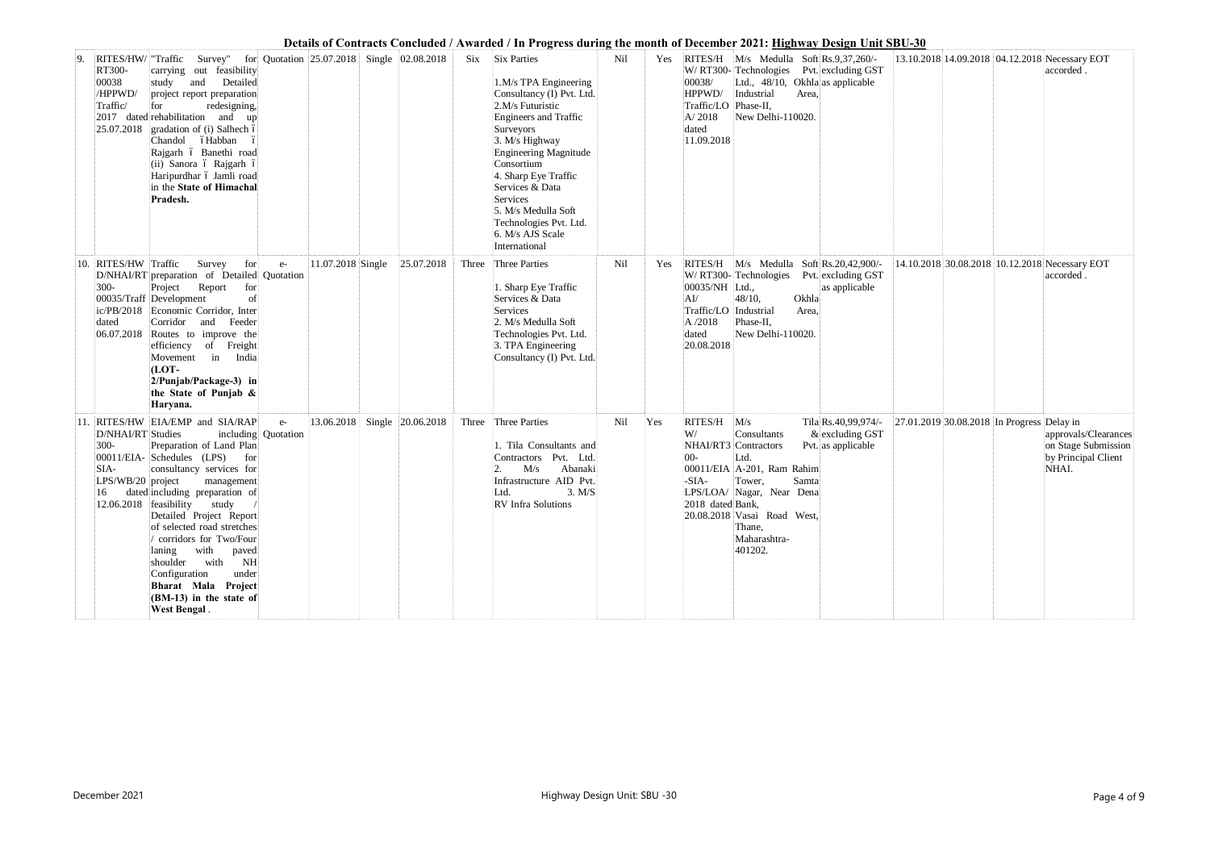**Details of Contracts Concluded / Awarded / In Progress during the month of December 2021: Highway Design Unit SBU-30**

| 9. | RITES/HW/ RT300- 00038 /HPPWD/ Traffic/ 2017 dated 25.07.2018 | "Traffic Survey" for carrying out feasibility study and Detailed project report preparation for redesigning, rehabilitation and up gradation of (i) Salhech – Chandol – Habban – Rajgarh – Banethi road (ii) Sanora – Rajgarh – Haripurdhar – Jamli road in the **State of Himachal Pradesh.** | Quotation | 25.07.2018 | Single | 02.08.2018 | Six | Six Parties<br><br>1.M/s TPA Engineering Consultancy (I) Pvt. Ltd.<br>2.M/s Futuristic Engineers and Traffic Surveyors<br>3. M/s Highway Engineering Magnitude Consortium<br>4. Sharp Eye Traffic Services & Data Services<br>5. M/s Medulla Soft Technologies Pvt. Ltd.<br>6. M/s AJS Scale International | Nil | Yes | RITES/H W/ RT300- 00038/ HPPWD/ Traffic/LO A/ 2018 dated 11.09.2018 | M/s Medulla Soft Technologies Pvt. Ltd., 48/10, Okhla Industrial Area, Phase-II, New Delhi-110020. | Rs.9,37,260/- excluding GST as applicable | 13.10.2018 | 14.09.2018 | 04.12.2018 | Necessary EOT accorded . |
|---|---|---|---|---|---|---|---|---|---|---|---|---|---|---|---|---|---|
| 10. | RITES/HW D/NHAI/RT 300- 00035/Traff ic/PB/2018 dated 06.07.2018 | Traffic Survey for preparation of Detailed Project Report for Development of Economic Corridor, Inter Corridor and Feeder Routes to improve the efficiency of Freight Movement in India **(LOT-2/Punjab/Package-3) in the State of Punjab & Haryana.** | e-Quotation | 11.07.2018 | Single | 25.07.2018 | Three | Three Parties<br><br>1. Sharp Eye Traffic Services & Data Services<br>2. M/s Medulla Soft Technologies Pvt. Ltd.<br>3. TPA Engineering Consultancy (I) Pvt. Ltd. | Nil | Yes | RITES/H W/ RT300- 00035/NH AI/ Traffic/LO A /2018 dated 20.08.2018 | M/s Medulla Soft Technologies Pvt. Ltd., 48/10, Okhla Industrial Area, Phase-II, New Delhi-110020. | Rs.20,42,900/- excluding GST as applicable | 14.10.2018 | 30.08.2018 | 10.12.2018 | Necessary EOT accorded . |
| 11. | RITES/HW D/NHAI/RT 300- 00011/EIA- SIA- LPS/WB/20 16 dated 12.06.2018 | EIA/EMP and SIA/RAP Studies including Preparation of Land Plan Schedules (LPS) for consultancy services for project management including preparation of feasibility study / Detailed Project Report of selected road stretches / corridors for Two/Four laning with paved shoulder with NH Configuration under **Bharat Mala Project (BM-13) in the state of West Bengal** . | e-Quotation | 13.06.2018 | Single | 20.06.2018 | Three | Three Parties<br><br>1. Tila Consultants and Contractors Pvt. Ltd.<br>2. M/s Abanaki Infrastructure AID Pvt. Ltd. 3. M/S RV Infra Solutions | Nil | Yes | RITES/H W/ NHAI/RT3 00- 00011/EIA -SIA- LPS/LOA/ 2018 dated 20.08.2018 | M/s Tila Consultants Contractors Pvt. Ltd. A-201, Ram Rahim Tower, Samta Nagar, Near Dena Bank, Vasai Road West, Thane, Maharashtra- 401202. | Rs.40,99,974/- & excluding GST as applicable | 27.01.2019 | 30.08.2018 | In Progress | Delay in approvals/Clearances on Stage Submission by Principal Client NHAI. |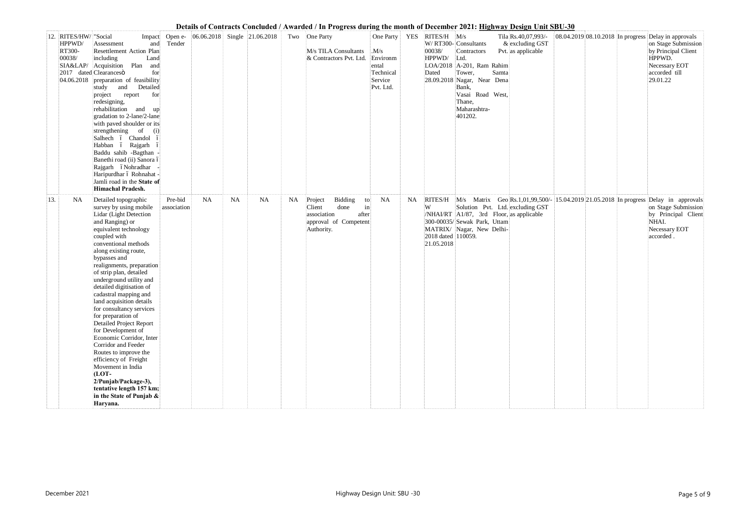## Details of Contracts Concluded / Awarded / In Progress during the month of December 2021: Highway Design Unit SBU-30

| | | | | | | | | | | | | | | | | | | |
|---|---|---|---|---|---|---|---|---|---|---|---|---|---|---|---|---|---|---|
| 12. | RITES/HW/ HPPWD/ RT300- 00038/ SIA&LAP/ 2017 dated 04.06.2018 | "Social Impact Assessment and Resettlement Action Plan including Land Acquisition Plan and Clearancesò for preparation of feasibility study and Detailed project report for redesigning, rehabilitation and up gradation to 2-lane/2-lane with paved shoulder or its strengthening of (i) Salhech ï Chandol ï Habban ï Rajgarh ï Baddu sahib -Bagthan - Banethi road (ii) Sanora ï Rajgarh ï Nohradhar - Haripurdhar ï Rohnahat - Jamli road in the **State of Himachal Pradesh.** | Open e-Tender | 06.06.2018 | Single | 21.06.2018 | Two | One Party<br><br>M/s TILA Consultants & Contractors Pvt. Ltd. | One Party<br><br>.M/s Environmental Technical Service Pvt. Ltd. | YES | RITES/HW/ RT300-00038/ HPPWD/ LOA/2018 Dated 28.09.2018 | M/s Tila Consultants & Contractors Pvt. Ltd. A-201, Ram Rahim Tower, Samta Nagar, Near Dena Bank, Vasai Road West, Thane, Maharashtra-401202. | Rs.40,07,993/- & excluding GST as applicable | | 08.04.2019 | 08.10.2018 | In progress | Delay in approvals on Stage Submission by Principal Client HPPWD. Necessary EOT accorded till 29.01.22 |
| 13. | NA | Detailed topographic survey by using mobile Lidar (Light Detection and Ranging) or equivalent technology coupled with conventional methods along existing route, bypasses and realignments, preparation of strip plan, detailed underground utility and detailed digitisation of cadastral mapping and land acquisition details for consultancy services for preparation of Detailed Project Report for Development of Economic Corridor, Inter Corridor and Feeder Routes to improve the efficiency of Freight Movement in India **(LOT-2/Punjab/Package-3), tentative length 157 km; in the State of Punjab & Haryana.** | Pre-bid association | NA | NA | NA | NA | Project Bidding to Client done in association after approval of Competent Authority. | NA | NA | RITES/HW /NHAI/RT 300-00035/ MATRIX/ 2018 dated 21.05.2018 | M/s Matrix Geo Solution Pvt. Ltd. A1/87, 3rd Floor, Sewak Park, Uttam Nagar, New Delhi-110059. | Rs.1,01,99,500/- excluding GST as applicable | | 15.04.2019 | 21.05.2018 | In progress | Delay in approvals on Stage Submission by Principal Client NHAI. Necessary EOT accorded . |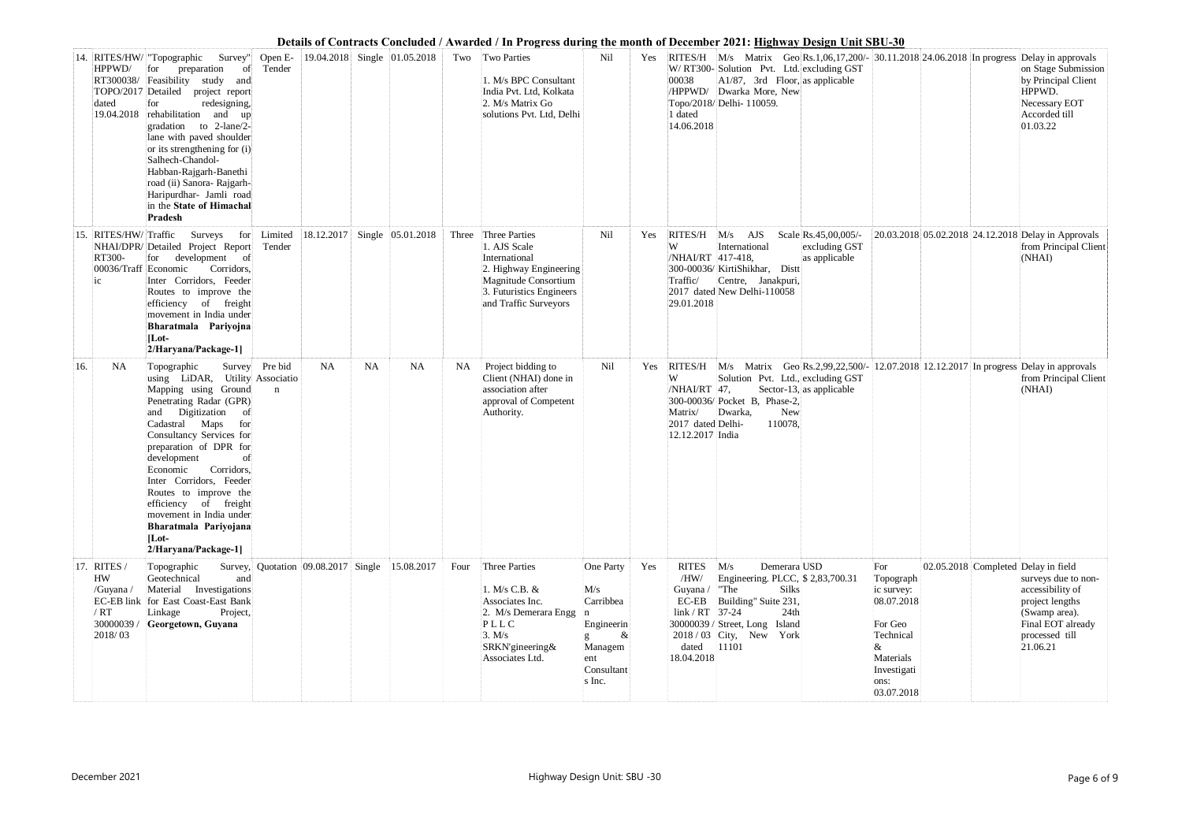**Details of Contracts Concluded / Awarded / In Progress during the month of December 2021: Highway Design Unit SBU-30**

| 14. | RITES/HW/ HPPWD/ RT300038/ TOPO/2017 dated 19.04.2018 | "Topographic Survey" for preparation of Feasibility study and Detailed project report for redesigning, rehabilitation and up gradation to 2-lane/2-lane with paved shoulder or its strengthening for (i) Salhech-Chandol-Habban-Rajgarh-Banethi road (ii) Sanora- Rajgarh-Haripurdhar- Jamli road in the **State of Himachal Pradesh** | Open E-Tender | 19.04.2018 | Single | 01.05.2018 | Two | Two Parties<br><br>1. M/s BPC Consultant India Pvt. Ltd, Kolkata<br>2. M/s Matrix Go solutions Pvt. Ltd, Delhi | Nil | Yes | RITES/HW/ RT300-00038 /HPPWD/ Topo/2018/1 dated 14.06.2018 | M/s Matrix Geo Solution Pvt. Ltd. A1/87, 3rd Floor, Dwarka More, New Delhi- 110059. | Rs.1,06,17,200/- excluding GST as applicable | 30.11.2018 | 24.06.2018 | In progress | Delay in approvals on Stage Submission by Principal Client HPPWD. Necessary EOT Accorded till 01.03.22 |
|---|---|---|---|---|---|---|---|---|---|---|---|---|---|---|---|---|---|
| 15. | RITES/HW/ NHAI/DPR/ RT300-00036/Traffic | Traffic Surveys for Detailed Project Report for development of Economic Corridors, Inter Corridors, Feeder Routes to improve the efficiency of freight movement in India under **Bharatmala Pariyojna [Lot-2/Haryana/Package-1]** | Limited Tender | 18.12.2017 | Single | 05.01.2018 | Three | Three Parties<br>1. AJS Scale International<br>2. Highway Engineering Magnitude Consortium<br>3. Futuristics Engineers and Traffic Surveyors | Nil | Yes | RITES/HW /NHAI/RT 300-00036/ Traffic/ 2017 dated 29.01.2018 | M/s AJS Scale International 417-418, KirtiShikhar, Distt Centre, Janakpuri, New Delhi-110058 | Rs.45,00,005/- excluding GST as applicable | 20.03.2018 | 05.02.2018 | 24.12.2018 | Delay in Approvals from Principal Client (NHAI) |
| 16. | NA | Topographic Survey using LiDAR, Utility Mapping using Ground Penetrating Radar (GPR) and Digitization of Cadastral Maps for Consultancy Services for preparation of DPR for development of Economic Corridors, Inter Corridors, Feeder Routes to improve the efficiency of freight movement in India under **Bharatmala Pariyojana [Lot-2/Haryana/Package-1]** | Pre bid Association | NA | NA | NA | NA | Project bidding to Client (NHAI) done in association after approval of Competent Authority. | Nil | Yes | RITES/HW /NHAI/RT 300-00036/ Matrix/ 2017 dated 12.12.2017 | M/s Matrix Geo Solution Pvt. Ltd., 47, Sector-13, Pocket B, Phase-2, Dwarka, New Delhi- 110078, India | Rs.2,99,22,500/- excluding GST as applicable | 12.07.2018 | 12.12.2017 | In progress | Delay in approvals from Principal Client (NHAI) |
| 17. | RITES / HW /Guyana / EC-EB link / RT 30000039 / 2018/ 03 | Topographic Survey, Geotechnical and Material Investigations for East Coast-East Bank Linkage Project, **Georgetown, Guyana** | Quotation | 09.08.2017 | Single | 15.08.2017 | Four | Three Parties<br><br>1. M/s C.B. & Associates Inc.<br>2. M/s Demerara Engg P L L C<br>3. M/s SRKN'gineering& Associates Ltd. | One Party<br><br>M/s Carribbean Engineering & Management Consultants Inc. | Yes | RITES /HW/ Guyana / EC-EB link / RT 30000039 / 2018 / 03 dated 18.04.2018 | M/s Demerara Engineering. PLLC, "The Silks Building" Suite 231, 37-24 24th Street, Long Island City, New York 11101 | USD $ 2,83,700.31 | For Topographic survey: 08.07.2018<br><br>For Geo Technical & Materials Investigations: 03.07.2018 | 02.05.2018 | Completed | Delay in field surveys due to non-accessibility of project lengths (Swamp area). Final EOT already processed till 21.06.21 |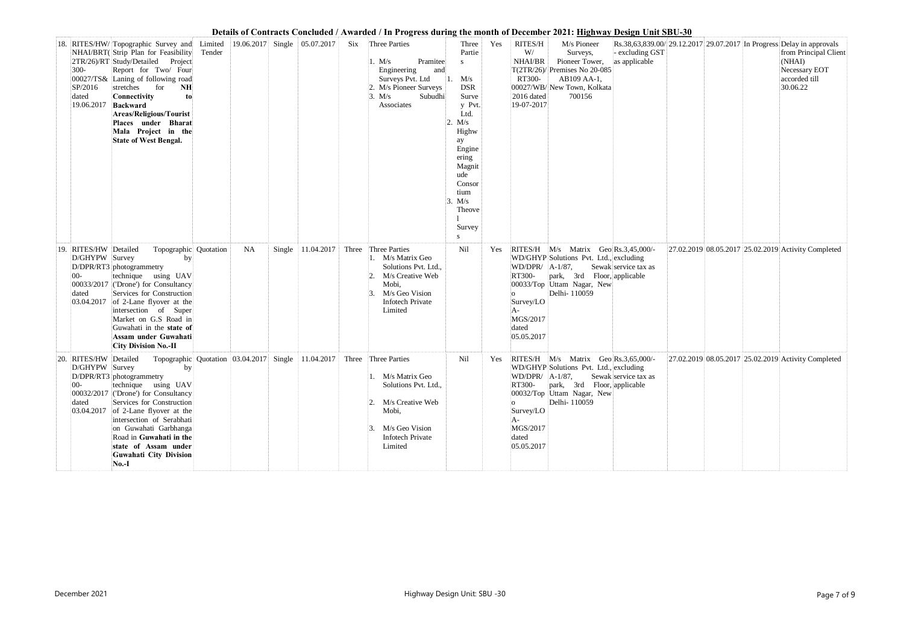## Details of Contracts Concluded / Awarded / In Progress during the month of December 2021: Highway Design Unit SBU-30

| | | | | | | | | | | | | | | | | | | |
|---|---|---|---|---|---|---|---|---|---|---|---|---|---|---|---|---|---|---|
| 18. | RITES/HW/NHAI/BRT(2TR/26)/RT300-00027/TS&SP/2016 dated 19.06.2017 | Topographic Survey and Strip Plan for Feasibility Study/Detailed Project Report for Two/ Four Laning of following road stretches for **NH Connectivity to Backward Areas/Religious/Tourist Places under Bharat Mala Project in the State of West Bengal.** | Limited Tender | 19.06.2017 | Single | 05.07.2017 | Six | Three Parties 1. M/s Pramitee Engineering and Surveys Pvt. Ltd 2. M/s Pioneer Surveys 3. M/s Subudhi Associates | Three Parties 1. M/s DSR Survey Pvt. Ltd. 2. M/s Highway Engineering Magnitude Consortium 3. M/s Theovel Surveys | Yes | RITES/HW/NHAI/BRT(2TR/26)/RT300-00027/WB/2016 dated 19-07-2017 | M/s Pioneer Surveys, Pioneer Tower, Premises No 20-085 AB109 AA-1, New Town, Kolkata 700156 | Rs.38,63,839.00/- excluding GST as applicable | 29.12.2017 | 29.07.2017 | In Progress | | Delay in approvals from Principal Client (NHAI) Necessary EOT accorded till 30.06.22 |
| 19. | RITES/HWD/GHYPWD/DPR/RT300-00033/2017 dated 03.04.2017 | Detailed Topographic Survey by photogrammetry technique using UAV ('Drone') for Consultancy Services for Construction of 2-Lane flyover at the intersection of Super Market on G.S Road in Guwahati in the **state of Assam under Guwahati City Division No.-II** | Quotation | NA | Single | 11.04.2017 | Three | Three Parties 1. M/s Matrix Geo Solutions Pvt. Ltd., 2. M/s Creative Web Mobi, 3. M/s Geo Vision Infotech Private Limited | Nil | Yes | RITES/HWD/GHYPWD/DPR/RT300-00033/Topo Survey/LOA-MGS/2017 dated 05.05.2017 | M/s Matrix Geo Solutions Pvt. Ltd., A-1/87, Sewak park, 3rd Floor, Uttam Nagar, New Delhi- 110059 | Rs.3,45,000/- excluding service tax as applicable | 27.02.2019 | 08.05.2017 | 25.02.2019 | | Activity Completed |
| 20. | RITES/HWD/GHYPWD/DPR/RT300-00032/2017 dated 03.04.2017 | Detailed Topographic Survey by photogrammetry technique using UAV ('Drone') for Consultancy Services for Construction of 2-Lane flyover at the intersection of Serabhati on Guwahati Garbhanga Road in **Guwahati in the state of Assam under Guwahati City Division No.-I** | Quotation | 03.04.2017 | Single | 11.04.2017 | Three | Three Parties 1. M/s Matrix Geo Solutions Pvt. Ltd., 2. M/s Creative Web Mobi, 3. M/s Geo Vision Infotech Private Limited | Nil | Yes | RITES/HWD/GHYPWD/DPR/RT300-00032/Topo Survey/LOA-MGS/2017 dated 05.05.2017 | M/s Matrix Geo Solutions Pvt. Ltd., A-1/87, Sewak park, 3rd Floor, Uttam Nagar, New Delhi- 110059 | Rs.3,65,000/- excluding service tax as applicable | 27.02.2019 | 08.05.2017 | 25.02.2019 | | Activity Completed |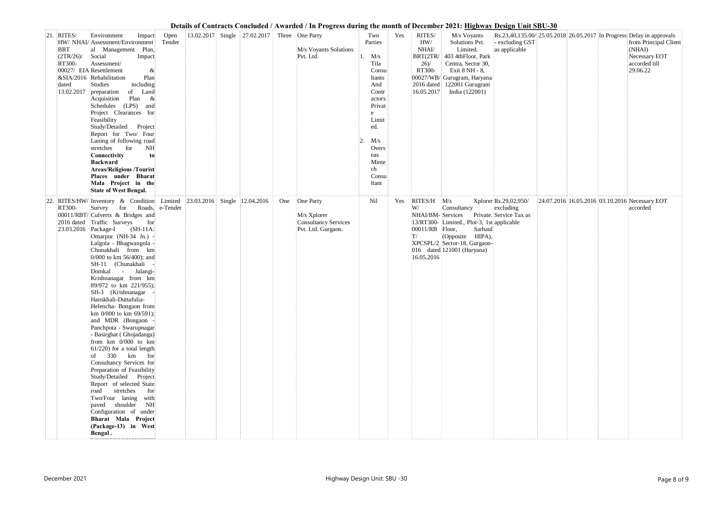**Details of Contracts Concluded / Awarded / In Progress during the month of December 2021: Highway Design Unit SBU-30**

| | | | | | | | | | | | | | | | | | | |
|---|---|---|---|---|---|---|---|---|---|---|---|---|---|---|---|---|---|---|
| 21. | RITES/ HW/ NHAI/ BRT (2TR/26)/ RT300-00027/ EIA &SIA/2016 dated 13.02.2017 | Environment Impact Assessment/Environmental Management Plan, Social Impact Assessment/ Resettlement & Rehabilitation Plan Studies including preparation of Land Acquisition Plan & Schedules (LPS) and Project Clearances for Feasibility Study/Detailed Project Report for Two/ Four Laning of following road stretches for NH **Connectivity to Backward Areas/Religious /Tourist Places under Bharat Mala Project in the State of West Bengal.** | Open Tender | 13.02.2017 | Single | 27.02.2017 | Three | One Party M/s Voyants Solutions Pvt. Ltd. | Two Parties 1. M/s Tila Consultants And Contractors Private Limited. 2. M/s Overseas Mintech Consultant | Yes | RITES/ HW/ NHAI/ BRT(2TR/ 26)/ RT300-00027/WB/ 2016 dated 16.05.2017 | M/s Voyants Solutions Pvt. Limited. 403 4thFloor, Park Centra, Sector 30, Exit 8 NH - 8, Gurugram, Haryana 122001 Gurugram India (122001) | Rs.23,40,135.00/ - excluding GST as applicable | 25.05.2018 | 26.05.2017 | In Progress | Delay in approvals from Principal Client (NHAI) Necessary EOT accorded till 29.06.22 |
| 22. | RITES/HW/ RT300-00011/RBT/ 2016 dated 23.03.2016 | Inventory & Condition Survey for Roads, Culverts & Bridges and Traffic Surveys for Package-I (SH-11A: Omarpur (NH-34 Jn.) - Lalgola - Bhagwangola - Chunakhali from km 0/000 to km 56/400); and SH-11 (Chunakhali - Domkal - Jalangi-Krishnanagar from km 89/972 to km 221/955); SH-3 (Krishnanagar - Hanskhali-Duttafulia-Helencha- Bongaon from km 0/000 to km 69/591); and MDR (Bongaon - Panchpota - Swarupnagar - Basirghat ( Ghojadanga) from km 0/000 to km 61/220) for a total length of 330 km for Consultancy Services for Preparation of Feasibility Study/Detailed Project Report of selected State road stretches for Two/Four laning with paved shoulder NH Configuration of under **Bharat Mala Project (Package-13) in West Bengal .** | Limited e-Tender | 23.03.2016 | Single | 12.04.2016 | One | One Party M/s Xplorer Consultancy Services Pvt. Ltd. Gurgaon. | Nil | Yes | RITES/HW/ NHAI/BM-13/RT300-00011/RBT/ XPCSPL/2016 dated 16.05.2016 | M/s Xplorer Consultancy Services Private. Limited., Plot-3, 1st Floor, Sarhaul (Opposite HIPA), Sector-18, Gurgaon-121001 (Haryana) | Rs.29,02,950/ excluding Service Tax as applicable | 24.07.2016 | 16.05.2016 | 03.10.2016 | Necessary EOT accorded |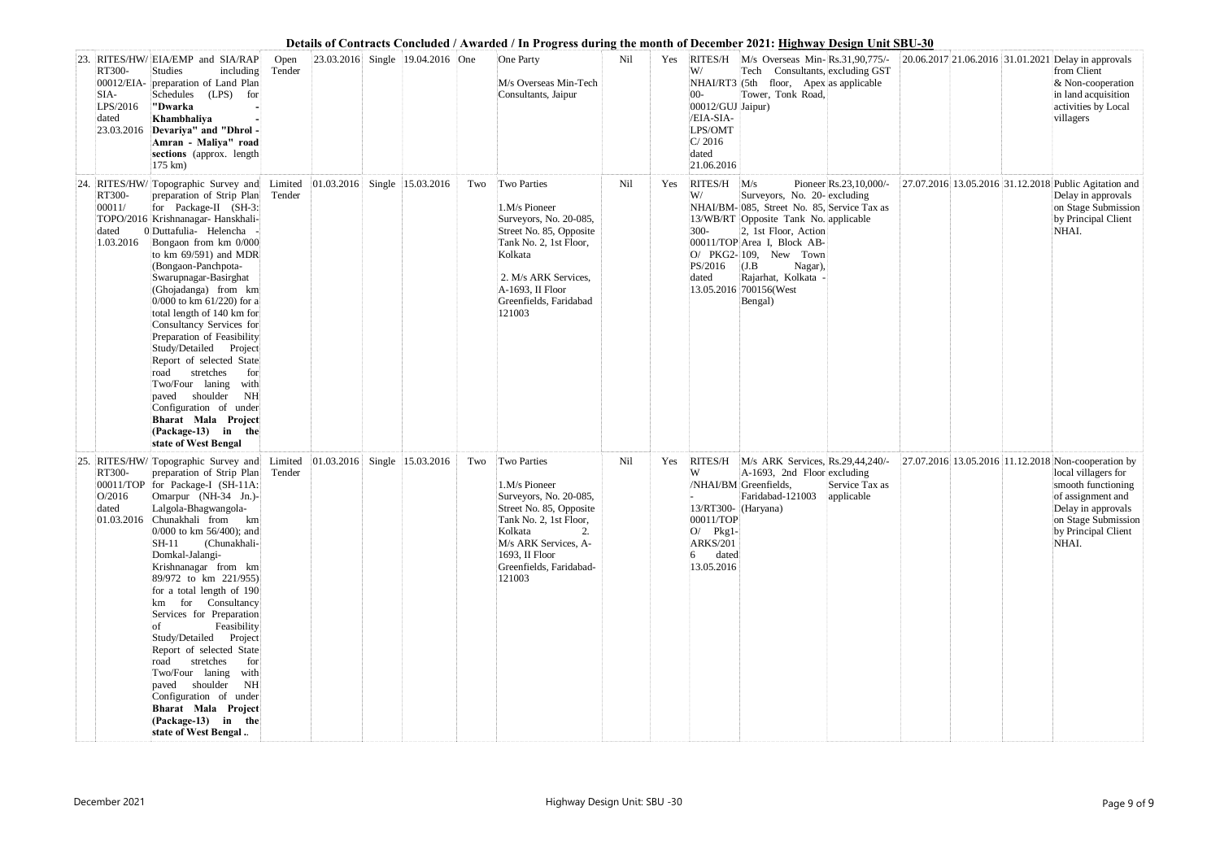**Details of Contracts Concluded / Awarded / In Progress during the month of December 2021: Highway Design Unit SBU-30**

| | | | | | | | | | | | | | | | | | |
|---|---|---|---|---|---|---|---|---|---|---|---|---|---|---|---|---|---|
| 23. | RITES/HW/ RT300-00012/EIA-SIA-LPS/2016 dated 23.03.2016 | EIA/EMP and SIA/RAP Studies including preparation of Land Plan Schedules (LPS) for **"Dwarka - Khambhaliya - Devariya" and "Dhrol - Amran - Maliya" road sections** (approx. length 175 km) | Open Tender | 23.03.2016 | Single | 19.04.2016 | One | One Party<br><br>M/s Overseas Min-Tech Consultants, Jaipur | Nil | Yes | RITES/HW/ NHAI/RT300-00012/GUJ/EIA-SIA-LPS/OMTC/ 2016 dated 21.06.2016 | M/s Overseas Min-Tech Consultants, (5th floor, Apex Tower, Tonk Road, Jaipur) | Rs.31,90,775/- excluding GST as applicable | 20.06.2017 | 21.06.2016 | 31.01.2021 | Delay in approvals from Client & Non-cooperation in land acquisition activities by Local villagers |
| 24. | RITES/HW/ RT300-00011/ TOPO/2016 dated 01.03.2016 | Topographic Survey and preparation of Strip Plan for Package-II (SH-3: Krishnanagar- Hanskhali-Duttafulia- Helencha - Bongaon from km 0/000 to km 69/591) and MDR (Bongaon-Panchpota-Swarupnagar-Basirghat (Ghojadanga) from km 0/000 to km 61/220) for a total length of 140 km for Consultancy Services for Preparation of Feasibility Study/Detailed Project Report of selected State road stretches for Two/Four laning with paved shoulder NH Configuration of under **Bharat Mala Project (Package-13) in the state of West Bengal** | Limited Tender | 01.03.2016 | Single | 15.03.2016 | Two | Two Parties<br><br>1.M/s Pioneer Surveyors, No. 20-085, Street No. 85, Opposite Tank No. 2, 1st Floor, Kolkata<br><br>2. M/s ARK Services, A-1693, II Floor Greenfields, Faridabad 121003 | Nil | Yes | RITES/HW/ NHAI/BM-13/WB/RT300-00011/TOPO/ PKG2-PS/2016 dated 13.05.2016 | M/s Pioneer Surveyors, No. 20-085, Street No. 85, Opposite Tank No. 2, 1st Floor, Action Area I, Block AB-109, New Town (J.B Nagar), Rajarhat, Kolkata - 700156(West Bengal) | Rs.23,10,000/- excluding Service Tax as applicable | 27.07.2016 | 13.05.2016 | 31.12.2018 | Public Agitation and Delay in approvals on Stage Submission by Principal Client NHAI. |
| 25. | RITES/HW/ RT300-00011/TOPO/2016 dated 01.03.2016 | Topographic Survey and preparation of Strip Plan for Package-I (SH-11A: Omarpur (NH-34 Jn.)- Lalgola-Bhagwangola-Chunakhali from km 0/000 to km 56/400); and SH-11 (Chunakhali-Domkal-Jalangi-Krishnanagar from km 89/972 to km 221/955) for a total length of 190 km for Consultancy Services for Preparation of Feasibility Study/Detailed Project Report of selected State road stretches for Two/Four laning with paved shoulder NH Configuration of under **Bharat Mala Project (Package-13) in the state of West Bengal ..** | Limited Tender | 01.03.2016 | Single | 15.03.2016 | Two | Two Parties<br><br>1.M/s Pioneer Surveyors, No. 20-085, Street No. 85, Opposite Tank No. 2, 1st Floor, Kolkata 2. M/s ARK Services, A-1693, II Floor Greenfields, Faridabad-121003 | Nil | Yes | RITES/HW /NHAI/BM-13/RT300-00011/TOPO/ Pkg1-ARKS/2016 dated 13.05.2016 | M/s ARK Services, A-1693, 2nd Floor Greenfields, Faridabad-121003 (Haryana) | Rs.29,44,240/- excluding Service Tax as applicable | 27.07.2016 | 13.05.2016 | 11.12.2018 | Non-cooperation by local villagers for smooth functioning of assignment and Delay in approvals on Stage Submission by Principal Client NHAI. |